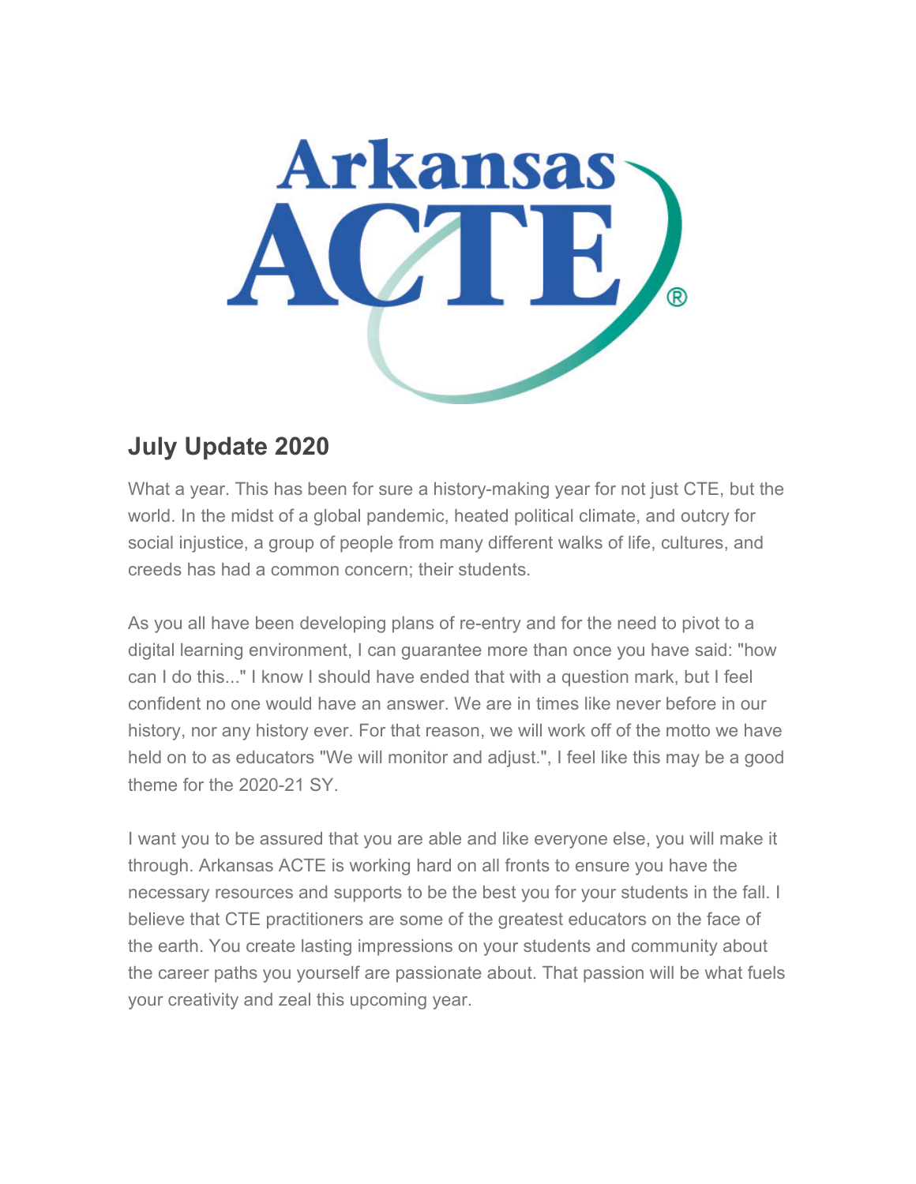Arkansas ACTE®

## July Update 2020

What a year. This has been for sure a history-making year for not just CTE, but the world. In the midst of a global pandemic, heated political climate, and outcry for social injustice, a group of people from many different walks of life, cultures, and creeds has had a common concern; their students.

As you all have been developing plans of re-entry and for the need to pivot to a digital learning environment, I can guarantee more than once you have said: "how can I do this..." I know I should have ended that with a question mark, but I feel confident no one would have an answer. We are in times like never before in our history, nor any history ever. For that reason, we will work off of the motto we have held on to as educators "We will monitor and adjust.", I feel like this may be a good theme for the 2020-21 SY.

I want you to be assured that you are able and like everyone else, you will make it through. Arkansas ACTE is working hard on all fronts to ensure you have the necessary resources and supports to be the best you for your students in the fall. I believe that CTE practitioners are some of the greatest educators on the face of the earth. You create lasting impressions on your students and community about the career paths you yourself are passionate about. That passion will be what fuels your creativity and zeal this upcoming year.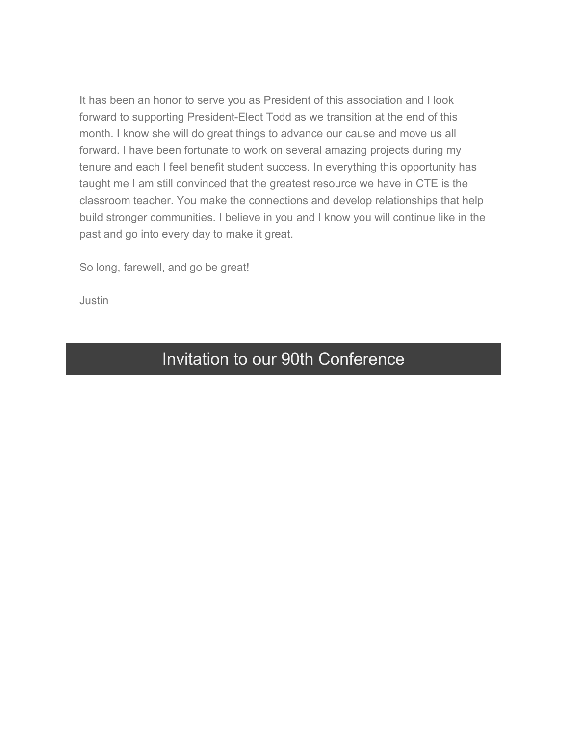It has been an honor to serve you as President of this association and I look forward to supporting President-Elect Todd as we transition at the end of this month. I know she will do great things to advance our cause and move us all forward. I have been fortunate to work on several amazing projects during my tenure and each I feel benefit student success. In everything this opportunity has taught me I am still convinced that the greatest resource we have in CTE is the classroom teacher. You make the connections and develop relationships that help build stronger communities. I believe in you and I know you will continue like in the past and go into every day to make it great.

So long, farewell, and go be great!

Justin

## Invitation to our 90th Conference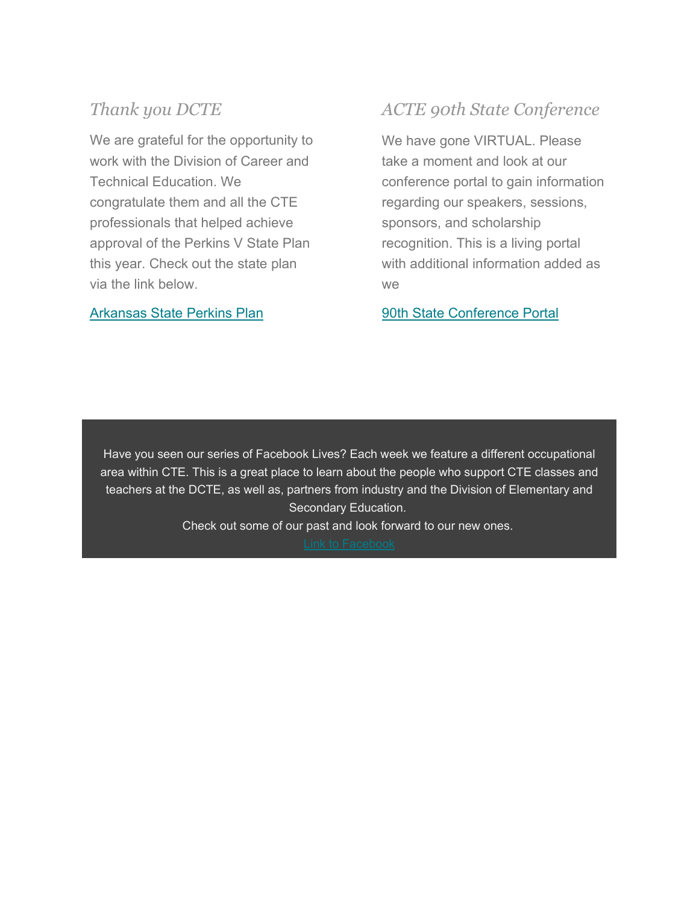## *Thank you DCTE*

We are grateful for the opportunity to work with the Division of Career and Technical Education. We congratulate them and all the CTE professionals that helped achieve approval of the Perkins V State Plan this year. Check out the state plan via the link below.

Arkansas State Perkins Plan

## *ACTE 90th State Conference*

We have gone VIRTUAL. Please take a moment and look at our conference portal to gain information regarding our speakers, sessions, sponsors, and scholarship recognition. This is a living portal with additional information added as we

90th State Conference Portal

Have you seen our series of Facebook Lives? Each week we feature a different occupational area within CTE. This is a great place to learn about the people who support CTE classes and teachers at the DCTE, as well as, partners from industry and the Division of Elementary and Secondary Education.
Check out some of our past and look forward to our new ones.
Link to Facebook